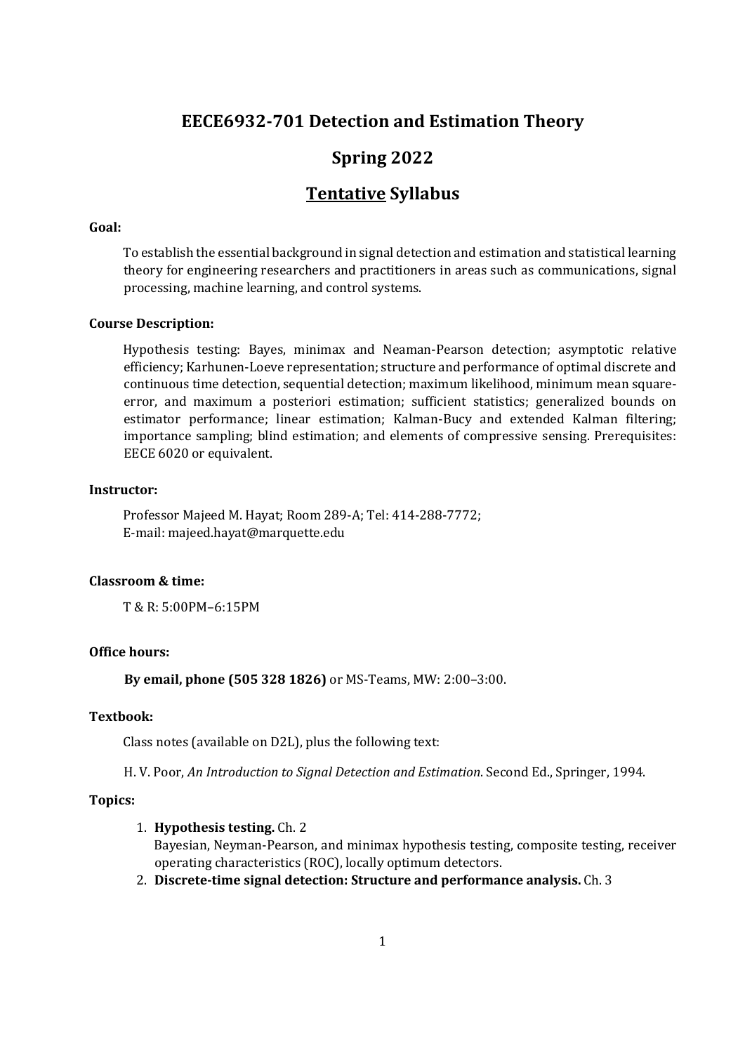# EECE6932-701 Detection and Estimation Theory

## Spring 2022

## <u>Tentative</u> Syllabus

**Goal:**

To establish the essential background in signal detection and estimation and statistical learning theory for engineering researchers and practitioners in areas such as communications, signal processing, machine learning, and control systems.

**Course Description:**

Hypothesis testing: Bayes, minimax and Neaman-Pearson detection; asymptotic relative efficiency; Karhunen-Loeve representation; structure and performance of optimal discrete and continuous time detection, sequential detection; maximum likelihood, minimum mean square-error, and maximum a posteriori estimation; sufficient statistics; generalized bounds on estimator performance; linear estimation; Kalman-Bucy and extended Kalman filtering; importance sampling; blind estimation; and elements of compressive sensing. Prerequisites: EECE 6020 or equivalent.

**Instructor:**

Professor Majeed M. Hayat; Room 289-A; Tel: 414-288-7772;
E-mail: majeed.hayat@marquette.edu

**Classroom & time:**

T & R: 5:00PM–6:15PM

**Office hours:**

**By email, phone (505 328 1826)** or MS-Teams, MW: 2:00–3:00.

**Textbook:**

Class notes (available on D2L), plus the following text:

H. V. Poor, *An Introduction to Signal Detection and Estimation*. Second Ed., Springer, 1994.

**Topics:**

1. **Hypothesis testing.** Ch. 2
   Bayesian, Neyman-Pearson, and minimax hypothesis testing, composite testing, receiver operating characteristics (ROC), locally optimum detectors.
2. **Discrete-time signal detection: Structure and performance analysis.** Ch. 3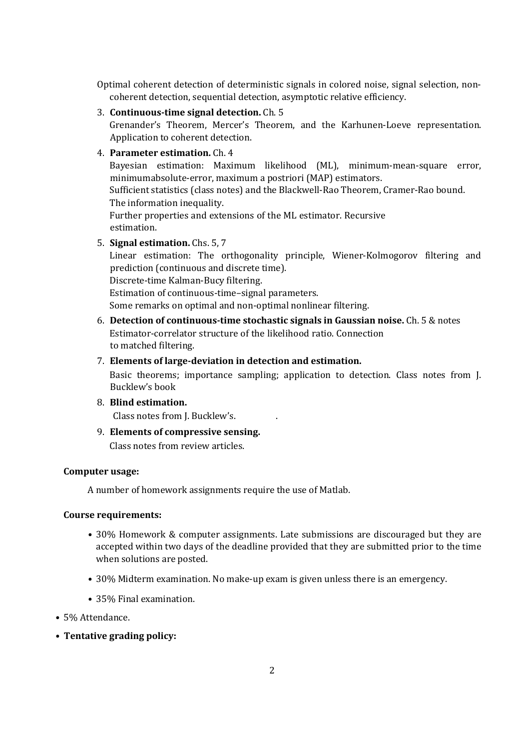Optimal coherent detection of deterministic signals in colored noise, signal selection, non-coherent detection, sequential detection, asymptotic relative efficiency.

3. **Continuous-time signal detection.** Ch. 5
   Grenander's Theorem, Mercer's Theorem, and the Karhunen-Loeve representation. Application to coherent detection.

4. **Parameter estimation.** Ch. 4
   Bayesian estimation: Maximum likelihood (ML), minimum-mean-square error, minimumabsolute-error, maximum a postriori (MAP) estimators.
   Sufficient statistics (class notes) and the Blackwell-Rao Theorem, Cramer-Rao bound.
   The information inequality.
   Further properties and extensions of the ML estimator. Recursive estimation.

5. **Signal estimation.** Chs. 5, 7
   Linear estimation: The orthogonality principle, Wiener-Kolmogorov filtering and prediction (continuous and discrete time).
   Discrete-time Kalman-Bucy filtering.
   Estimation of continuous-time–signal parameters.
   Some remarks on optimal and non-optimal nonlinear filtering.

6. **Detection of continuous-time stochastic signals in Gaussian noise.** Ch. 5 & notes
   Estimator-correlator structure of the likelihood ratio. Connection to matched filtering.

7. **Elements of large-deviation in detection and estimation.**
   Basic theorems; importance sampling; application to detection. Class notes from J. Bucklew's book

8. **Blind estimation.**
   Class notes from J. Bucklew's. .

9. **Elements of compressive sensing.**
   Class notes from review articles.

**Computer usage:**

A number of homework assignments require the use of Matlab.

**Course requirements:**

- 30% Homework & computer assignments. Late submissions are discouraged but they are accepted within two days of the deadline provided that they are submitted prior to the time when solutions are posted.
- 30% Midterm examination. No make-up exam is given unless there is an emergency.
- 35% Final examination.
- 5% Attendance.
- **Tentative grading policy:**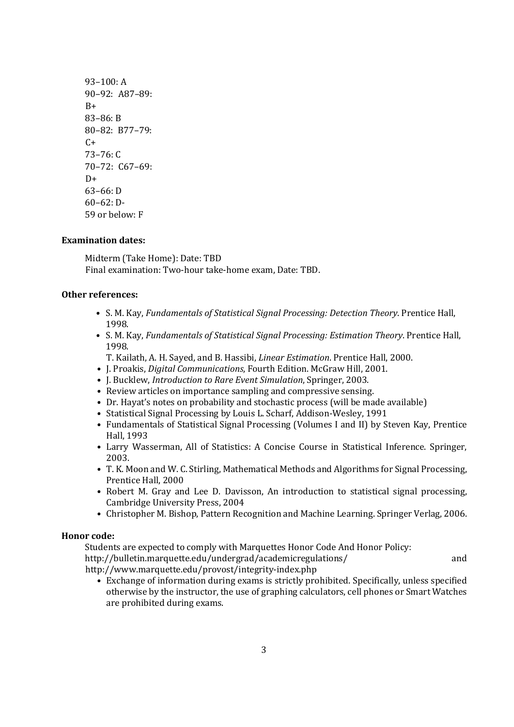93–100: A
90–92: A87–89:
B+
83–86: B
80–82: B77–79:
C+
73–76: C
70–72: C67–69:
D+
63–66: D
60–62: D-
59 or below: F

**Examination dates:**

Midterm (Take Home): Date: TBD
Final examination: Two-hour take-home exam, Date: TBD.

**Other references:**

- S. M. Kay, *Fundamentals of Statistical Signal Processing: Detection Theory*. Prentice Hall, 1998.
- S. M. Kay, *Fundamentals of Statistical Signal Processing: Estimation Theory*. Prentice Hall, 1998.
  T. Kailath, A. H. Sayed, and B. Hassibi, *Linear Estimation*. Prentice Hall, 2000.
- J. Proakis, *Digital Communications*, Fourth Edition. McGraw Hill, 2001.
- J. Bucklew, *Introduction to Rare Event Simulation*, Springer, 2003.
- Review articles on importance sampling and compressive sensing.
- Dr. Hayat's notes on probability and stochastic process (will be made available)
- Statistical Signal Processing by Louis L. Scharf, Addison-Wesley, 1991
- Fundamentals of Statistical Signal Processing (Volumes I and II) by Steven Kay, Prentice Hall, 1993
- Larry Wasserman, All of Statistics: A Concise Course in Statistical Inference. Springer, 2003.
- T. K. Moon and W. C. Stirling, Mathematical Methods and Algorithms for Signal Processing, Prentice Hall, 2000
- Robert M. Gray and Lee D. Davisson, An introduction to statistical signal processing, Cambridge University Press, 2004
- Christopher M. Bishop, Pattern Recognition and Machine Learning. Springer Verlag, 2006.

**Honor code:**

Students are expected to comply with Marquettes Honor Code And Honor Policy: http://bulletin.marquette.edu/undergrad/academicregulations/ and http://www.marquette.edu/provost/integrity-index.php

- Exchange of information during exams is strictly prohibited. Specifically, unless specified otherwise by the instructor, the use of graphing calculators, cell phones or Smart Watches are prohibited during exams.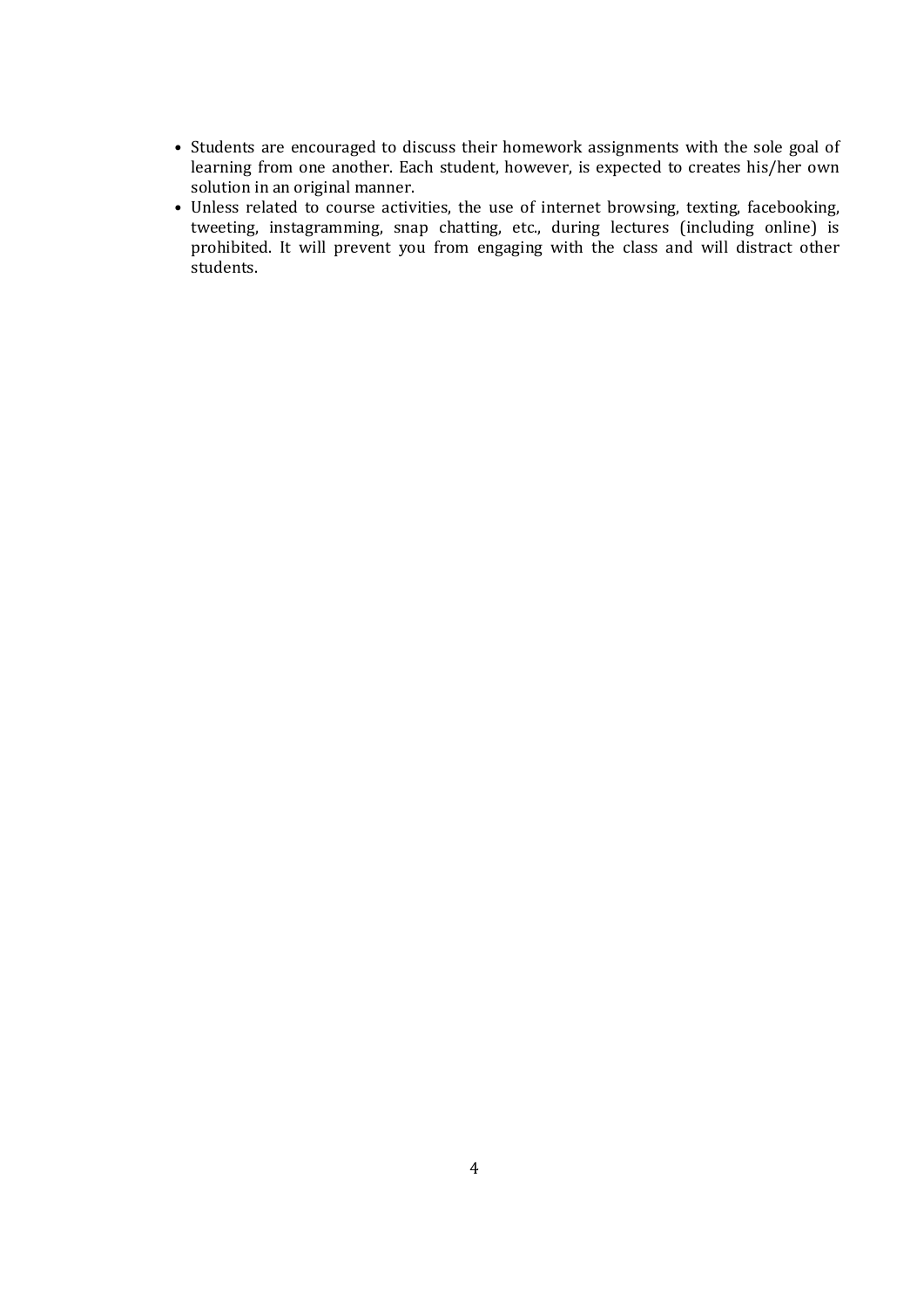- Students are encouraged to discuss their homework assignments with the sole goal of learning from one another. Each student, however, is expected to creates his/her own solution in an original manner.
- Unless related to course activities, the use of internet browsing, texting, facebooking, tweeting, instagramming, snap chatting, etc., during lectures (including online) is prohibited. It will prevent you from engaging with the class and will distract other students.